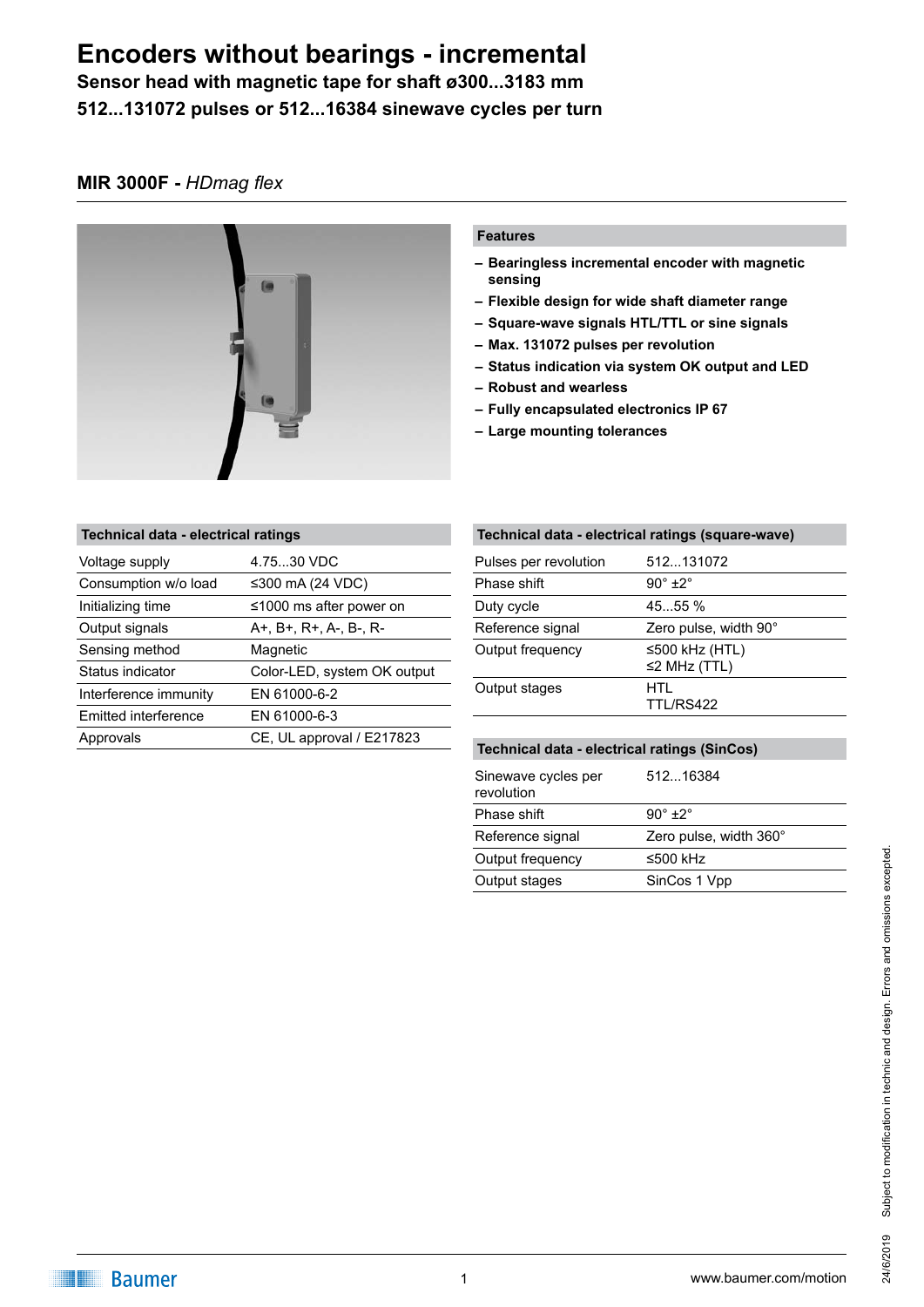# Encoders without bearings - incremental

**Sensor head with magnetic tape for shaft ø300...3183 mm**

**512...131072 pulses or 512...16384 sinewave cycles per turn**

## MIR 3000F - *HDmag flex*

### Features

- **Bearingless incremental encoder with magnetic sensing**
- **Flexible design for wide shaft diameter range**
- **Square-wave signals HTL/TTL or sine signals**
- **Max. 131072 pulses per revolution**
- **Status indication via system OK output and LED**
- **Robust and wearless**
- **Fully encapsulated electronics IP 67**
- **Large mounting tolerances**

| Technical data - electrical ratings | |
|---|---|
| Voltage supply | 4.75...30 VDC |
| Consumption w/o load | ≤300 mA (24 VDC) |
| Initializing time | ≤1000 ms after power on |
| Output signals | A+, B+, R+, A-, B-, R- |
| Sensing method | Magnetic |
| Status indicator | Color-LED, system OK output |
| Interference immunity | EN 61000-6-2 |
| Emitted interference | EN 61000-6-3 |
| Approvals | CE, UL approval / E217823 |

| Technical data - electrical ratings (square-wave) | |
|---|---|
| Pulses per revolution | 512...131072 |
| Phase shift | 90° ±2° |
| Duty cycle | 45...55 % |
| Reference signal | Zero pulse, width 90° |
| Output frequency | ≤500 kHz (HTL)<br>≤2 MHz (TTL) |
| Output stages | HTL<br>TTL/RS422 |

| Technical data - electrical ratings (SinCos) | |
|---|---|
| Sinewave cycles per revolution | 512...16384 |
| Phase shift | 90° ±2° |
| Reference signal | Zero pulse, width 360° |
| Output frequency | ≤500 kHz |
| Output stages | SinCos 1 Vpp |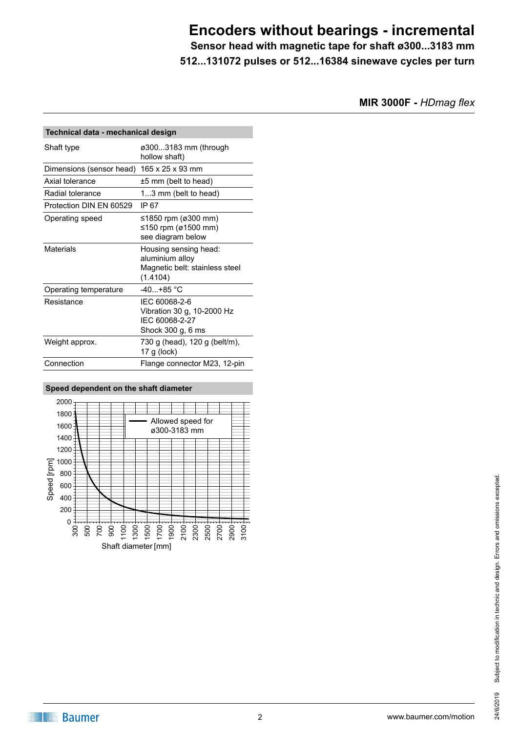# Encoders without bearings - incremental

**Sensor head with magnetic tape for shaft ø300...3183 mm**

**512...131072 pulses or 512...16384 sinewave cycles per turn**

**MIR 3000F -** *HDmag flex*

| Technical data - mechanical design | |
|---|---|
| Shaft type | ø300...3183 mm (through hollow shaft) |
| Dimensions (sensor head) | 165 x 25 x 93 mm |
| Axial tolerance | ±5 mm (belt to head) |
| Radial tolerance | 1...3 mm (belt to head) |
| Protection DIN EN 60529 | IP 67 |
| Operating speed | ≤1850 rpm (ø300 mm)<br>≤150 rpm (ø1500 mm)<br>see diagram below |
| Materials | Housing sensing head: aluminium alloy<br>Magnetic belt: stainless steel (1.4104) |
| Operating temperature | -40...+85 °C |
| Resistance | IEC 60068-2-6<br>Vibration 30 g, 10-2000 Hz<br>IEC 60068-2-27<br>Shock 300 g, 6 ms |
| Weight approx. | 730 g (head), 120 g (belt/m), 17 g (lock) |
| Connection | Flange connector M23, 12-pin |

**Speed dependent on the shaft diameter**

Allowed speed for ø300-3183 mm

Speed [rpm]: 0, 200, 400, 600, 800, 1000, 1200, 1400, 1600, 1800, 2000

Shaft diameter [mm]: 300, 500, 700, 900, 1100, 1300, 1500, 1700, 1900, 2100, 2300, 2500, 2700, 2900, 3100

Subject to modification in technic and design. Errors and omissions excepted.

24/6/2019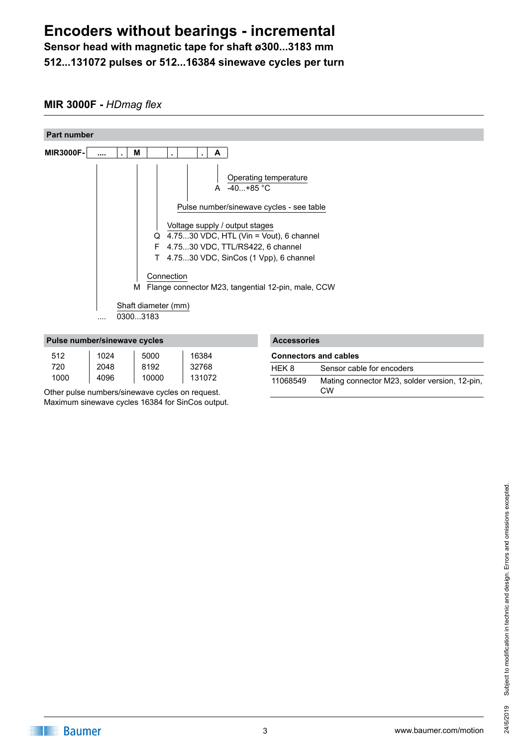# Encoders without bearings - incremental

**Sensor head with magnetic tape for shaft ø300...3183 mm**

**512...131072 pulses or 512...16384 sinewave cycles per turn**

## MIR 3000F - *HDmag flex*

### Part number

**MIR3000F-** | .... | . | **M** | | . | | . | **A** |

- **Operating temperature**
  - A  -40...+85 °C
- **Pulse number/sinewave cycles - see table**
- **Voltage supply / output stages**
  - Q  4.75...30 VDC, HTL (Vin = Vout), 6 channel
  - F  4.75...30 VDC, TTL/RS422, 6 channel
  - T  4.75...30 VDC, SinCos (1 Vpp), 6 channel
- **Connection**
  - M  Flange connector M23, tangential 12-pin, male, CCW
- **Shaft diameter (mm)**
  - ....  0300...3183

### Pulse number/sinewave cycles

| | | | |
|---|---|---|---|
| 512 | 1024 | 5000 | 16384 |
| 720 | 2048 | 8192 | 32768 |
| 1000 | 4096 | 10000 | 131072 |

Other pulse numbers/sinewave cycles on request.
Maximum sinewave cycles 16384 for SinCos output.

### Accessories

**Connectors and cables**

| | |
|---|---|
| HEK 8 | Sensor cable for encoders |
| 11068549 | Mating connector M23, solder version, 12-pin, CW |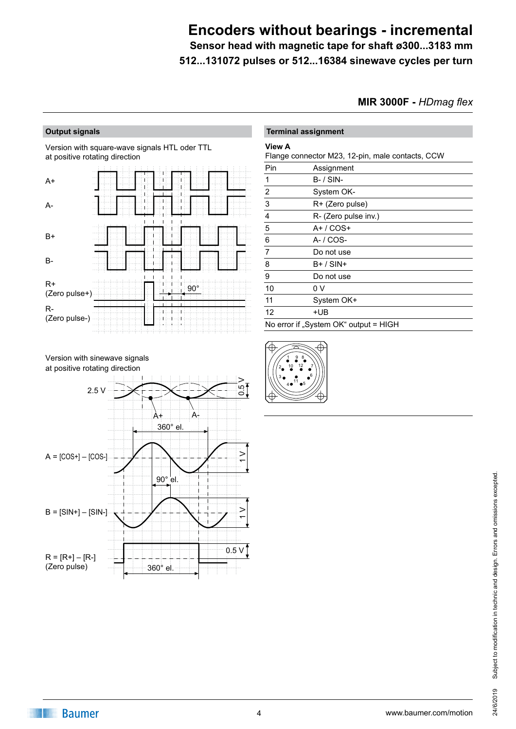# Encoders without bearings - incremental

**Sensor head with magnetic tape for shaft ø300...3183 mm**

**512...131072 pulses or 512...16384 sinewave cycles per turn**

**MIR 3000F -** *HDmag flex*

## Output signals

Version with square-wave signals HTL oder TTL at positive rotating direction

A+

A-

B+

B-

R+ (Zero pulse+)

R- (Zero pulse-)

90°

Version with sinewave signals at positive rotating direction

2.5 V

A+ A-

0.5 V

360° el.

A = [COS+] – [COS-]

1 V

90° el.

B = [SIN+] – [SIN-]

1 V

R = [R+] – [R-] (Zero pulse)

0.5 V

360° el.

## Terminal assignment

**View A**

Flange connector M23, 12-pin, male contacts, CCW

| Pin | Assignment |
|---|---|
| 1 | B- / SIN- |
| 2 | System OK- |
| 3 | R+ (Zero pulse) |
| 4 | R- (Zero pulse inv.) |
| 5 | A+ / COS+ |
| 6 | A- / COS- |
| 7 | Do not use |
| 8 | B+ / SIN+ |
| 9 | Do not use |
| 10 | 0 V |
| 11 | System OK+ |
| 12 | +UB |

No error if „System OK“ output = HIGH

Subject to modification in technic and design. Errors and omissions excepted.

24/6/2019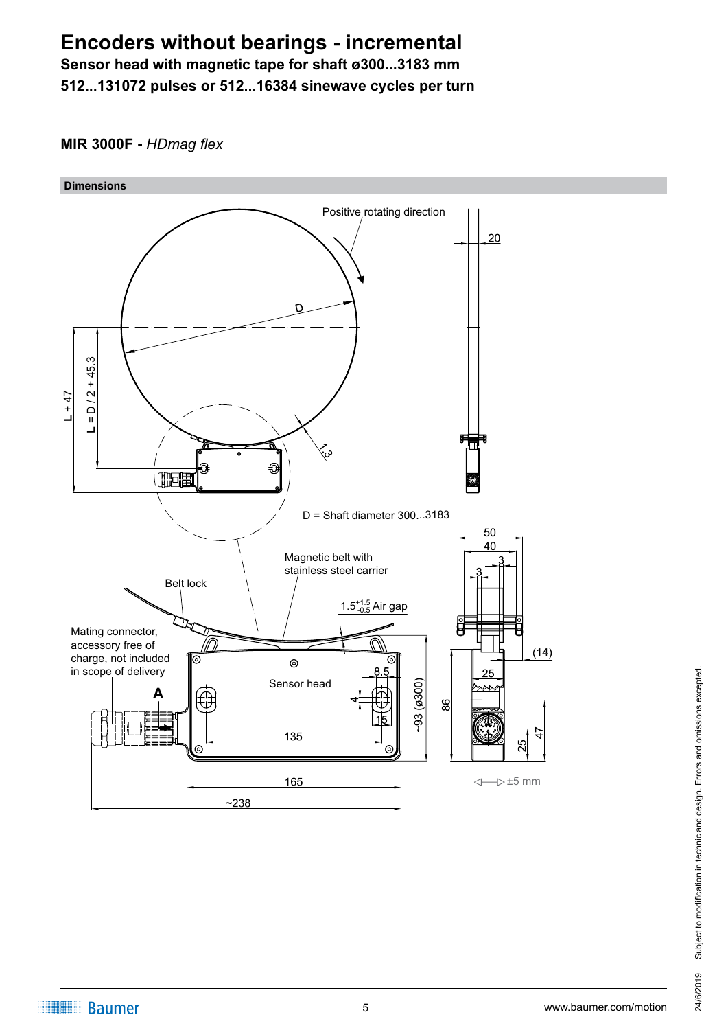# Encoders without bearings - incremental

**Sensor head with magnetic tape for shaft ø300...3183 mm**

**512...131072 pulses or 512...16384 sinewave cycles per turn**

## MIR 3000F - *HDmag flex*

### Dimensions

Positive rotating direction

20

D

L + 47

L = D / 2 + 45.3

1.3

D = Shaft diameter 300...3183

50

40

3

3

Magnetic belt with stainless steel carrier

Belt lock

$1.5^{+1.5}_{-0.5}$ Air gap

Mating connector, accessory free of charge, not included in scope of delivery

A

Sensor head

8.5

4

15

~93 (ø300)

86

(14)

25

47

25

135

165

~238

±5 mm

Subject to modification in technic and design. Errors and omissions excepted.

24/6/2019